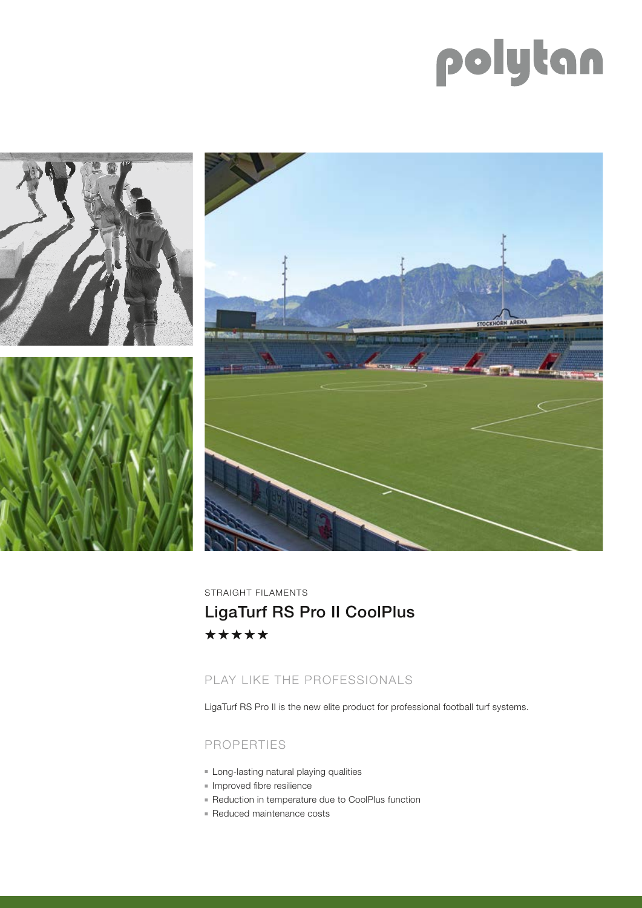polytan

STRAIGHT FILAMENTS

# LigaTurf RS Pro II CoolPlus

★★★★★

## PLAY LIKE THE PROFESSIONALS

LigaTurf RS Pro II is the new elite product for professional football turf systems.

## PROPERTIES

- Long-lasting natural playing qualities
- Improved fibre resilience
- Reduction in temperature due to CoolPlus function
- Reduced maintenance costs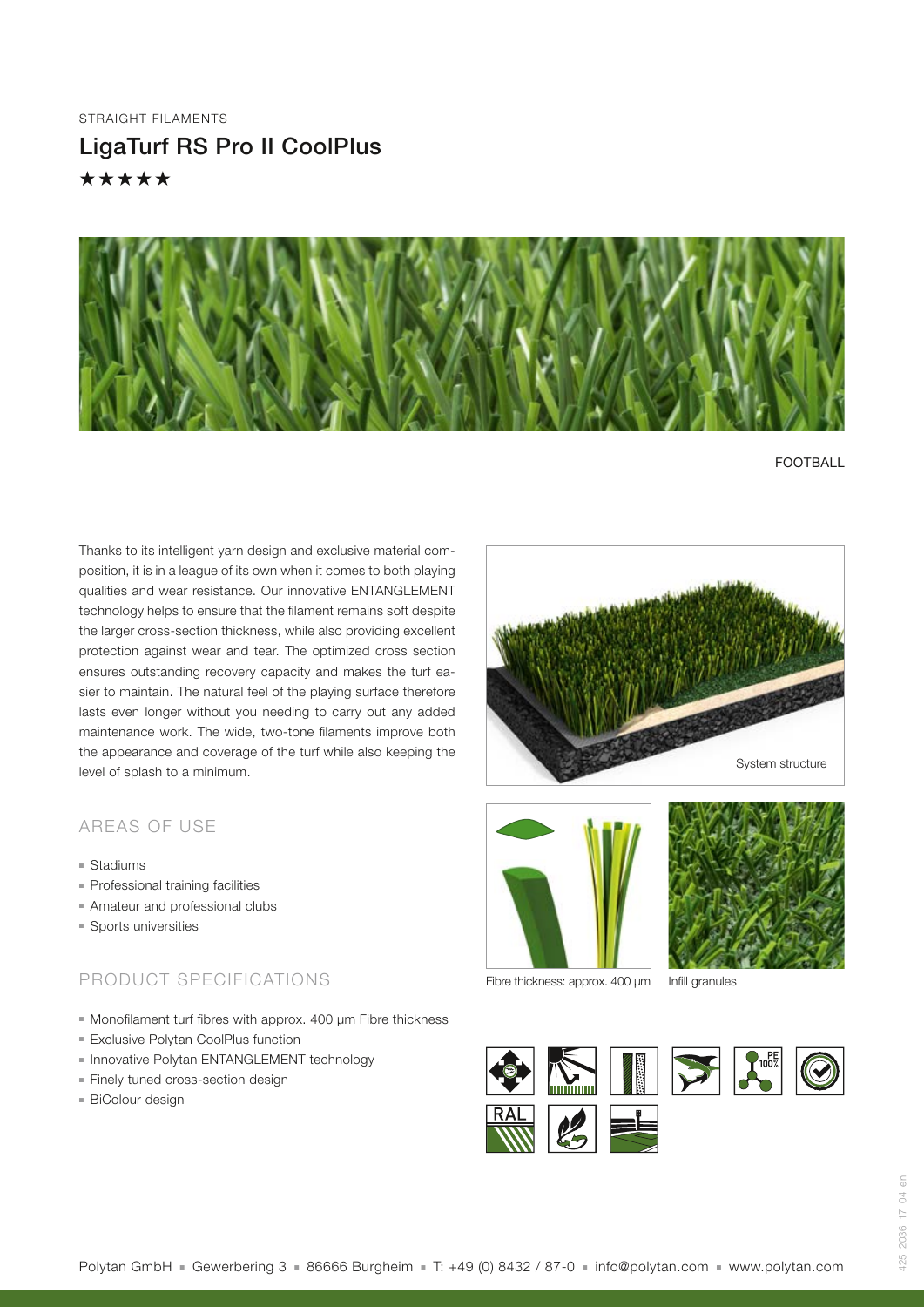STRAIGHT FILAMENTS

# LigaTurf RS Pro II CoolPlus

★★★★★

FOOTBALL

Thanks to its intelligent yarn design and exclusive material composition, it is in a league of its own when it comes to both playing qualities and wear resistance. Our innovative ENTANGLEMENT technology helps to ensure that the filament remains soft despite the larger cross-section thickness, while also providing excellent protection against wear and tear. The optimized cross section ensures outstanding recovery capacity and makes the turf easier to maintain. The natural feel of the playing surface therefore lasts even longer without you needing to carry out any added maintenance work. The wide, two-tone filaments improve both the appearance and coverage of the turf while also keeping the level of splash to a minimum.

System structure

Fibre thickness: approx. 400 µm

Infill granules

## AREAS OF USE

- Stadiums
- Professional training facilities
- Amateur and professional clubs
- Sports universities

## PRODUCT SPECIFICATIONS

- Monofilament turf fibres with approx. 400 µm Fibre thickness
- Exclusive Polytan CoolPlus function
- Innovative Polytan ENTANGLEMENT technology
- Finely tuned cross-section design
- BiColour design

Polytan GmbH ▪ Gewerbering 3 ▪ 86666 Burgheim ▪ T: +49 (0) 8432 / 87-0 ▪ info@polytan.com ▪ www.polytan.com